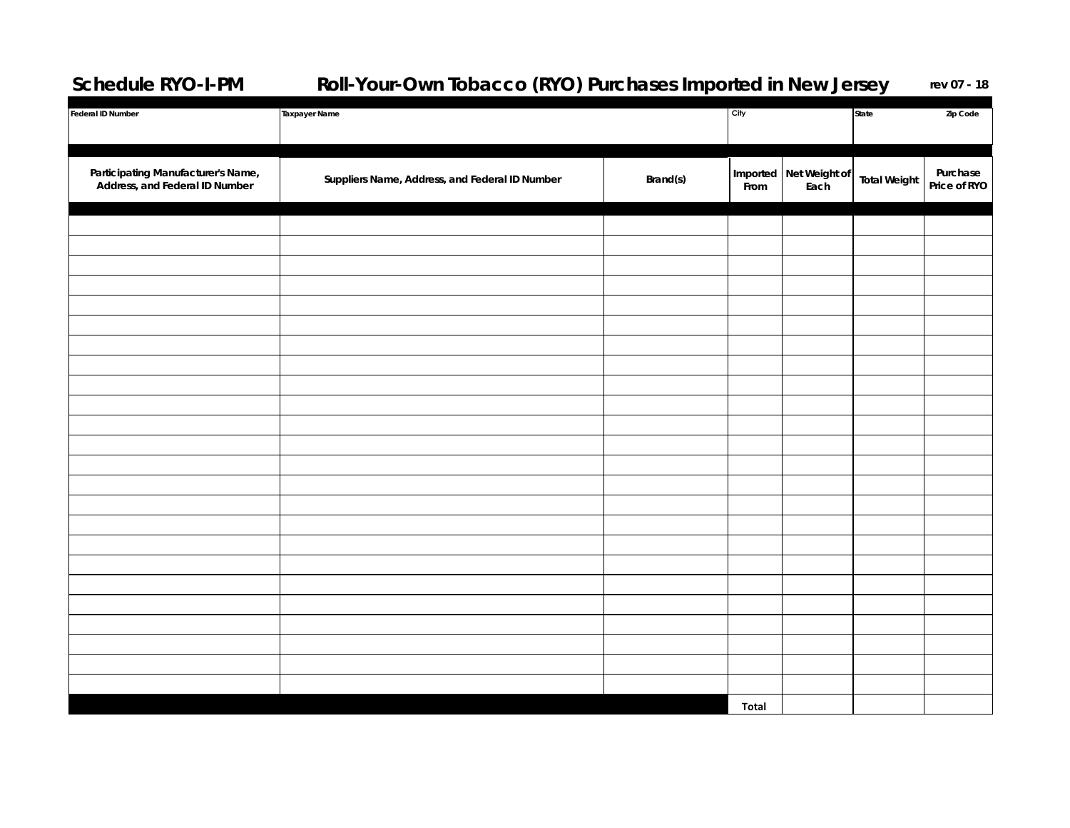# Schedule RYO-I-PM — Roll-Your-Own Tobacco (RYO) Purchases Imported in New Jersey

rev 07 - 18

| Federal ID Number | Taxpayer Name | City | State | Zip Code |
|---|---|---|---|---|
| | | | | |

| Participating Manufacturer's Name, Address, and Federal ID Number | Suppliers Name, Address, and Federal ID Number | Brand(s) | Imported From | Net Weight of Each | Total Weight | Purchase Price of RYO |
|---|---|---|---|---|---|---|
| | | | | | | |
| | | | | | | |
| | | | | | | |
| | | | | | | |
| | | | | | | |
| | | | | | | |
| | | | | | | |
| | | | | | | |
| | | | | | | |
| | | | | | | |
| | | | | | | |
| | | | | | | |
| | | | | | | |
| | | | | | | |
| | | | | | | |
| | | | | | | |
| | | | | | | |
| | | | | | | |
| | | | | | | |
| | | | | | | |
| | | | | | | |
| | | | | | | |
| | | | | | | |
| | | | | | | |
| | | | Total | | | |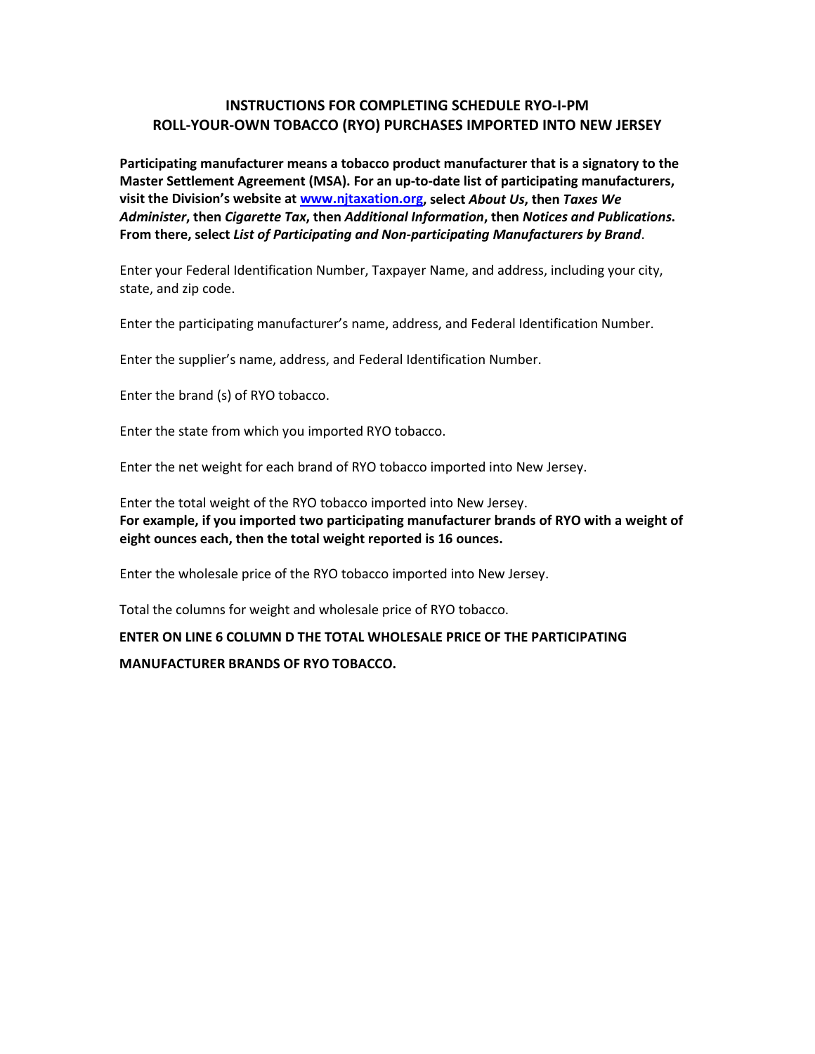## INSTRUCTIONS FOR COMPLETING SCHEDULE RYO-I-PM
## ROLL-YOUR-OWN TOBACCO (RYO) PURCHASES IMPORTED INTO NEW JERSEY

**Participating manufacturer means a tobacco product manufacturer that is a signatory to the Master Settlement Agreement (MSA). For an up-to-date list of participating manufacturers, visit the Division's website at [www.njtaxation.org](www.njtaxation.org), select *About Us*, then *Taxes We Administer*, then *Cigarette Tax*, then *Additional Information*, then *Notices and Publications*. From there, select *List of Participating and Non-participating Manufacturers by Brand*.**

Enter your Federal Identification Number, Taxpayer Name, and address, including your city, state, and zip code.

Enter the participating manufacturer's name, address, and Federal Identification Number.

Enter the supplier's name, address, and Federal Identification Number.

Enter the brand (s) of RYO tobacco.

Enter the state from which you imported RYO tobacco.

Enter the net weight for each brand of RYO tobacco imported into New Jersey.

Enter the total weight of the RYO tobacco imported into New Jersey.
**For example, if you imported two participating manufacturer brands of RYO with a weight of eight ounces each, then the total weight reported is 16 ounces.**

Enter the wholesale price of the RYO tobacco imported into New Jersey.

Total the columns for weight and wholesale price of RYO tobacco.

**ENTER ON LINE 6 COLUMN D THE TOTAL WHOLESALE PRICE OF THE PARTICIPATING MANUFACTURER BRANDS OF RYO TOBACCO.**